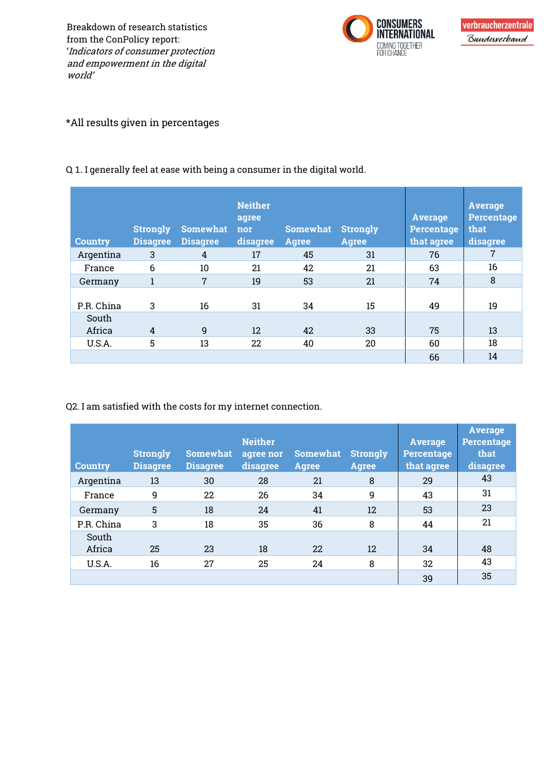Breakdown of research statistics from the ConPolicy report: '*Indicators of consumer protection and empowerment in the digital world*'

*All results given in percentages

Q 1. I generally feel at ease with being a consumer in the digital world.

| Country | Strongly Disagree | Somewhat Disagree | Neither agree nor disagree | Somewhat Agree | Strongly Agree | Average Percentage that agree | Average Percentage that disagree |
|---|---|---|---|---|---|---|---|
| Argentina | 3 | 4 | 17 | 45 | 31 | 76 | 7 |
| France | 6 | 10 | 21 | 42 | 21 | 63 | 16 |
| Germany | 1 | 7 | 19 | 53 | 21 | 74 | 8 |
| P.R. China | 3 | 16 | 31 | 34 | 15 | 49 | 19 |
| South Africa | 4 | 9 | 12 | 42 | 33 | 75 | 13 |
| U.S.A. | 5 | 13 | 22 | 40 | 20 | 60 | 18 |
| | | | | | | 66 | 14 |

Q2. I am satisfied with the costs for my internet connection.

| Country | Strongly Disagree | Somewhat Disagree | Neither agree nor disagree | Somewhat Agree | Strongly Agree | Average Percentage that agree | Average Percentage that disagree |
|---|---|---|---|---|---|---|---|
| Argentina | 13 | 30 | 28 | 21 | 8 | 29 | 43 |
| France | 9 | 22 | 26 | 34 | 9 | 43 | 31 |
| Germany | 5 | 18 | 24 | 41 | 12 | 53 | 23 |
| P.R. China | 3 | 18 | 35 | 36 | 8 | 44 | 21 |
| South Africa | 25 | 23 | 18 | 22 | 12 | 34 | 48 |
| U.S.A. | 16 | 27 | 25 | 24 | 8 | 32 | 43 |
| | | | | | | 39 | 35 |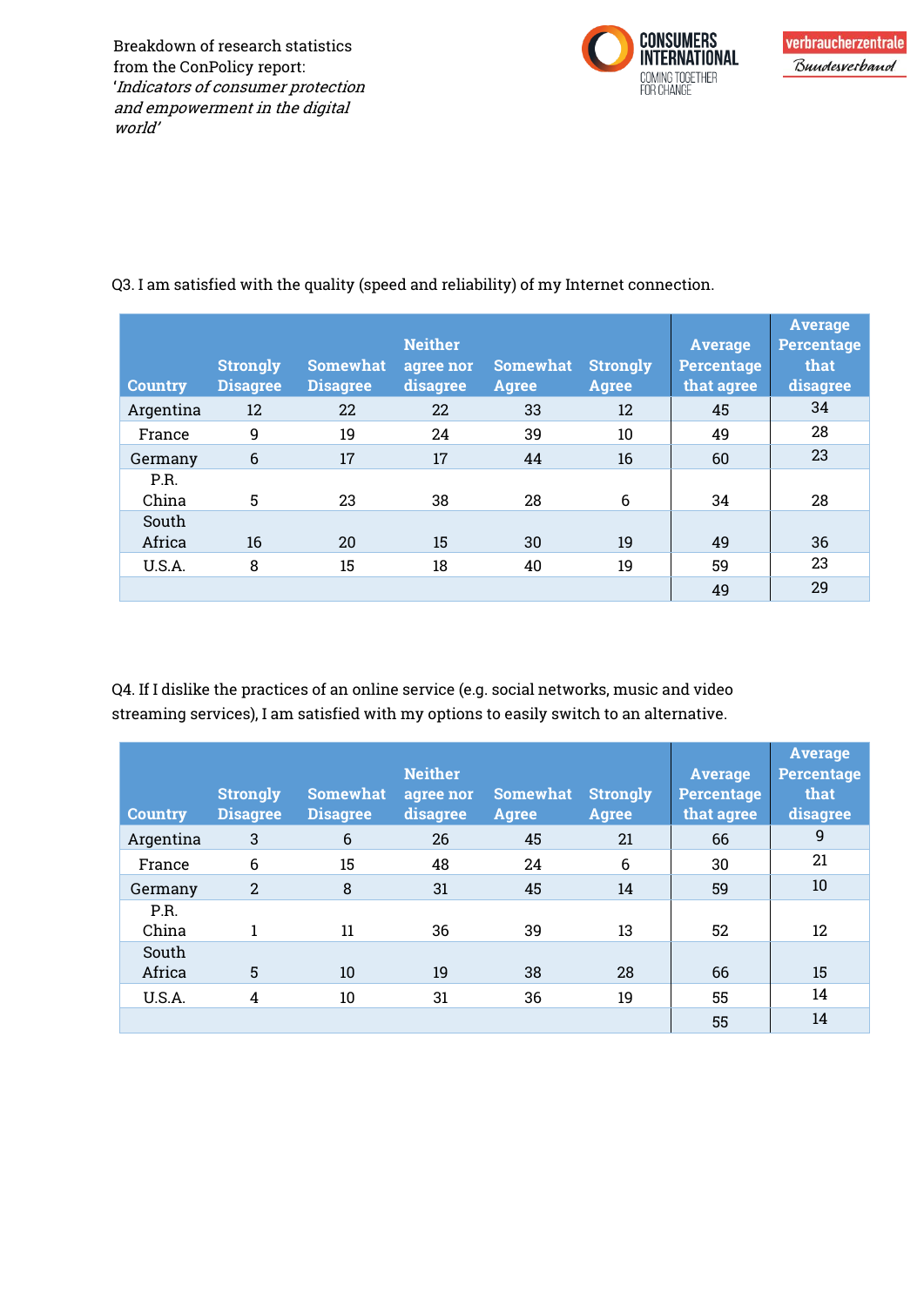Breakdown of research statistics from the ConPolicy report: '*Indicators of consumer protection and empowerment in the digital world*'

Q3. I am satisfied with the quality (speed and reliability) of my Internet connection.

| Country | Strongly Disagree | Somewhat Disagree | Neither agree nor disagree | Somewhat Agree | Strongly Agree | Average Percentage that agree | Average Percentage that disagree |
|---|---|---|---|---|---|---|---|
| Argentina | 12 | 22 | 22 | 33 | 12 | 45 | 34 |
| France | 9 | 19 | 24 | 39 | 10 | 49 | 28 |
| Germany | 6 | 17 | 17 | 44 | 16 | 60 | 23 |
| P.R. China | 5 | 23 | 38 | 28 | 6 | 34 | 28 |
| South Africa | 16 | 20 | 15 | 30 | 19 | 49 | 36 |
| U.S.A. | 8 | 15 | 18 | 40 | 19 | 59 | 23 |
| | | | | | | 49 | 29 |

Q4. If I dislike the practices of an online service (e.g. social networks, music and video streaming services), I am satisfied with my options to easily switch to an alternative.

| Country | Strongly Disagree | Somewhat Disagree | Neither agree nor disagree | Somewhat Agree | Strongly Agree | Average Percentage that agree | Average Percentage that disagree |
|---|---|---|---|---|---|---|---|
| Argentina | 3 | 6 | 26 | 45 | 21 | 66 | 9 |
| France | 6 | 15 | 48 | 24 | 6 | 30 | 21 |
| Germany | 2 | 8 | 31 | 45 | 14 | 59 | 10 |
| P.R. China | 1 | 11 | 36 | 39 | 13 | 52 | 12 |
| South Africa | 5 | 10 | 19 | 38 | 28 | 66 | 15 |
| U.S.A. | 4 | 10 | 31 | 36 | 19 | 55 | 14 |
| | | | | | | 55 | 14 |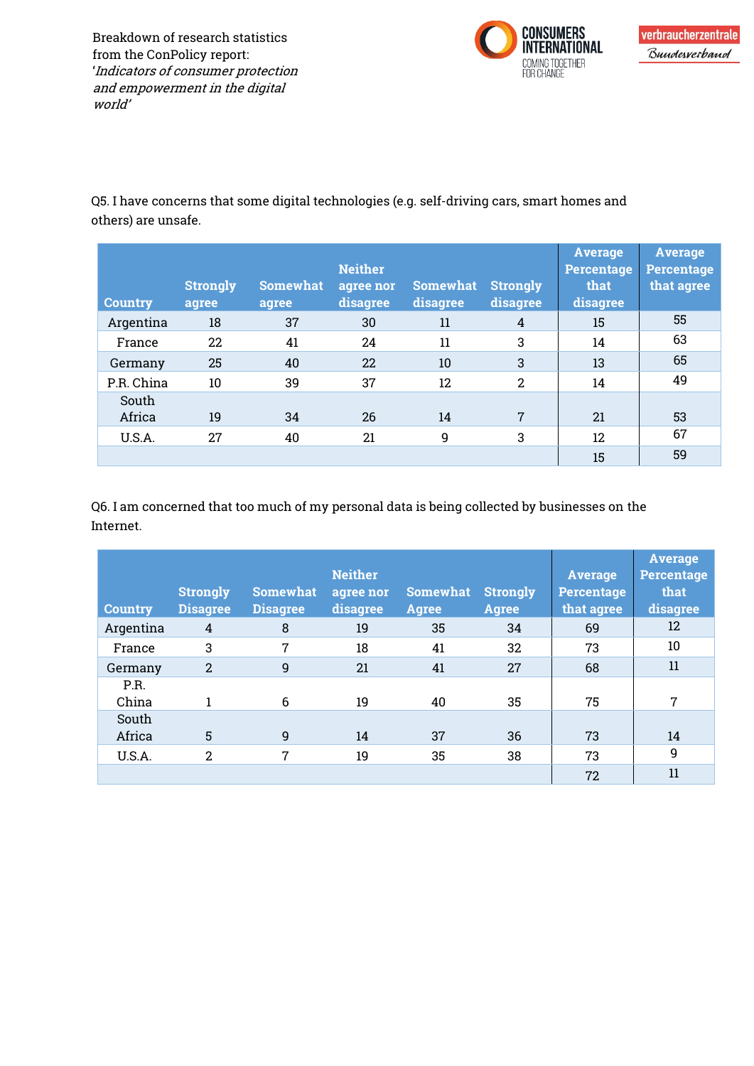Breakdown of research statistics from the ConPolicy report: '*Indicators of consumer protection and empowerment in the digital world*'

Q5. I have concerns that some digital technologies (e.g. self-driving cars, smart homes and others) are unsafe.

| Country | Strongly agree | Somewhat agree | Neither agree nor disagree | Somewhat disagree | Strongly disagree | Average Percentage that disagree | Average Percentage that agree |
|---|---|---|---|---|---|---|---|
| Argentina | 18 | 37 | 30 | 11 | 4 | 15 | 55 |
| France | 22 | 41 | 24 | 11 | 3 | 14 | 63 |
| Germany | 25 | 40 | 22 | 10 | 3 | 13 | 65 |
| P.R. China | 10 | 39 | 37 | 12 | 2 | 14 | 49 |
| South Africa | 19 | 34 | 26 | 14 | 7 | 21 | 53 |
| U.S.A. | 27 | 40 | 21 | 9 | 3 | 12 | 67 |
| | | | | | | 15 | 59 |

Q6. I am concerned that too much of my personal data is being collected by businesses on the Internet.

| Country | Strongly Disagree | Somewhat Disagree | Neither agree nor disagree | Somewhat Agree | Strongly Agree | Average Percentage that agree | Average Percentage that disagree |
|---|---|---|---|---|---|---|---|
| Argentina | 4 | 8 | 19 | 35 | 34 | 69 | 12 |
| France | 3 | 7 | 18 | 41 | 32 | 73 | 10 |
| Germany | 2 | 9 | 21 | 41 | 27 | 68 | 11 |
| P.R. China | 1 | 6 | 19 | 40 | 35 | 75 | 7 |
| South Africa | 5 | 9 | 14 | 37 | 36 | 73 | 14 |
| U.S.A. | 2 | 7 | 19 | 35 | 38 | 73 | 9 |
| | | | | | | 72 | 11 |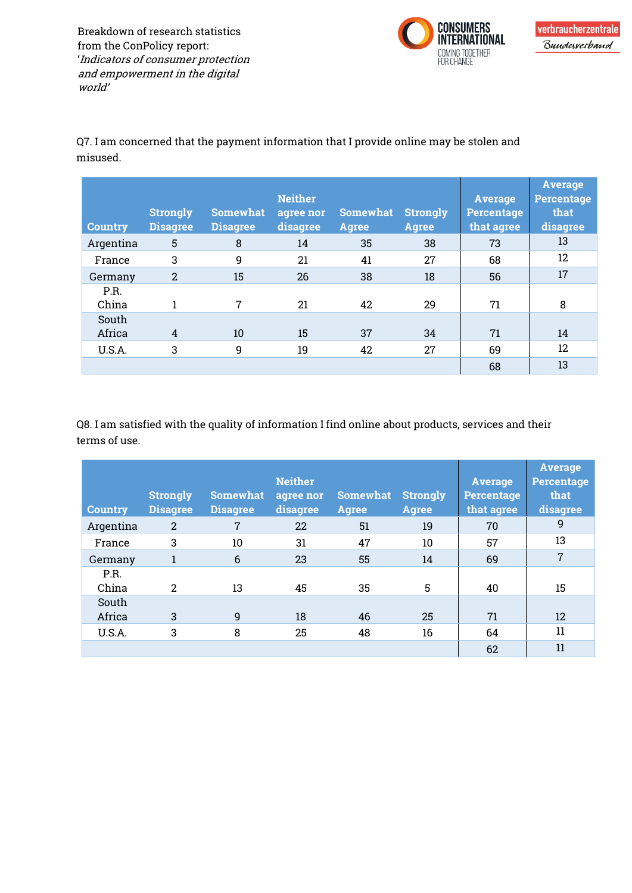Breakdown of research statistics from the ConPolicy report: '*Indicators of consumer protection and empowerment in the digital world*'

Q7. I am concerned that the payment information that I provide online may be stolen and misused.

| Country | Strongly Disagree | Somewhat Disagree | Neither agree nor disagree | Somewhat Agree | Strongly Agree | Average Percentage that agree | Average Percentage that disagree |
|---|---|---|---|---|---|---|---|
| Argentina | 5 | 8 | 14 | 35 | 38 | 73 | 13 |
| France | 3 | 9 | 21 | 41 | 27 | 68 | 12 |
| Germany | 2 | 15 | 26 | 38 | 18 | 56 | 17 |
| P.R. China | 1 | 7 | 21 | 42 | 29 | 71 | 8 |
| South Africa | 4 | 10 | 15 | 37 | 34 | 71 | 14 |
| U.S.A. | 3 | 9 | 19 | 42 | 27 | 69 | 12 |
| | | | | | | 68 | 13 |

Q8. I am satisfied with the quality of information I find online about products, services and their terms of use.

| Country | Strongly Disagree | Somewhat Disagree | Neither agree nor disagree | Somewhat Agree | Strongly Agree | Average Percentage that agree | Average Percentage that disagree |
|---|---|---|---|---|---|---|---|
| Argentina | 2 | 7 | 22 | 51 | 19 | 70 | 9 |
| France | 3 | 10 | 31 | 47 | 10 | 57 | 13 |
| Germany | 1 | 6 | 23 | 55 | 14 | 69 | 7 |
| P.R. China | 2 | 13 | 45 | 35 | 5 | 40 | 15 |
| South Africa | 3 | 9 | 18 | 46 | 25 | 71 | 12 |
| U.S.A. | 3 | 8 | 25 | 48 | 16 | 64 | 11 |
| | | | | | | 62 | 11 |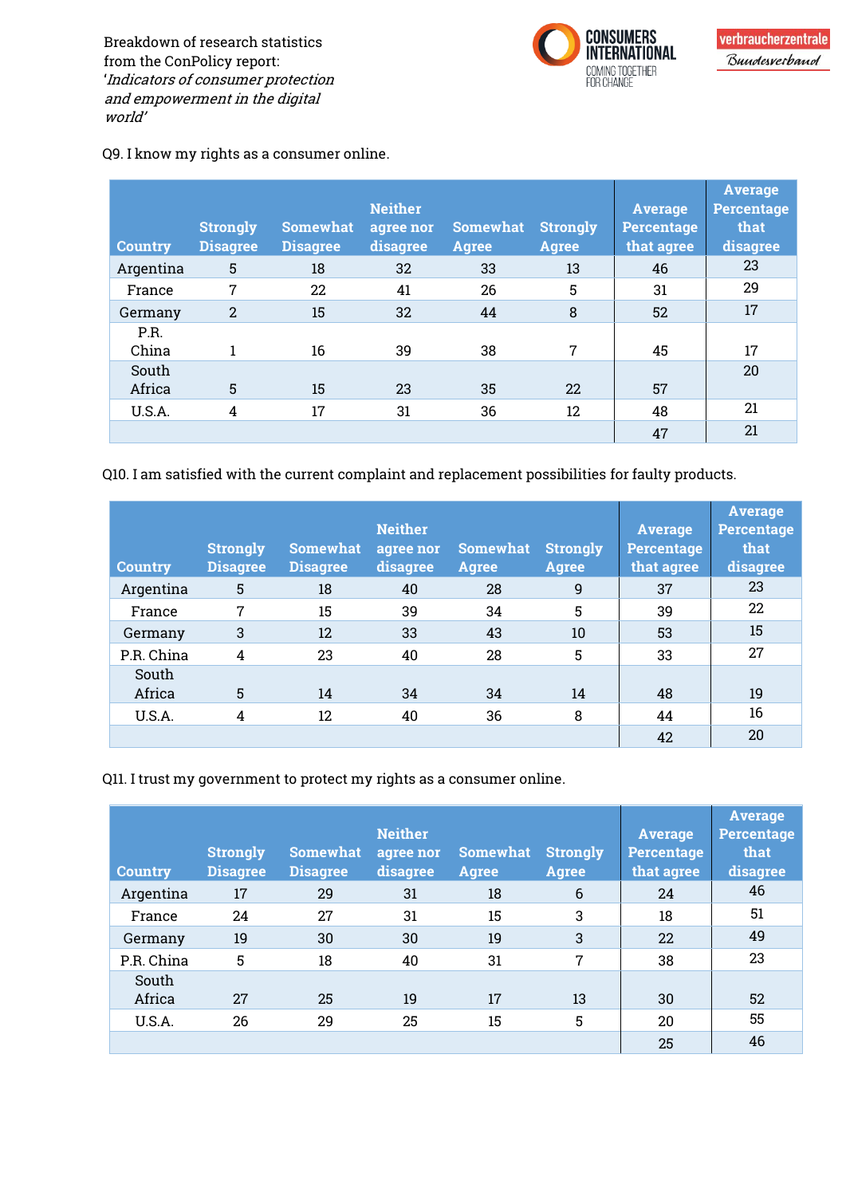Breakdown of research statistics from the ConPolicy report: '*Indicators of consumer protection and empowerment in the digital world*'

CONSUMERS INTERNATIONAL COMING TOGETHER FOR CHANGE

verbraucherzentrale Bundesverband

Q9. I know my rights as a consumer online.

| Country | Strongly Disagree | Somewhat Disagree | Neither agree nor disagree | Somewhat Agree | Strongly Agree | Average Percentage that agree | Average Percentage that disagree |
|---|---|---|---|---|---|---|---|
| Argentina | 5 | 18 | 32 | 33 | 13 | 46 | 23 |
| France | 7 | 22 | 41 | 26 | 5 | 31 | 29 |
| Germany | 2 | 15 | 32 | 44 | 8 | 52 | 17 |
| P.R. China | 1 | 16 | 39 | 38 | 7 | 45 | 17 |
| South Africa | 5 | 15 | 23 | 35 | 22 | 57 | 20 |
| U.S.A. | 4 | 17 | 31 | 36 | 12 | 48 | 21 |
| | | | | | | 47 | 21 |

Q10. I am satisfied with the current complaint and replacement possibilities for faulty products.

| Country | Strongly Disagree | Somewhat Disagree | Neither agree nor disagree | Somewhat Agree | Strongly Agree | Average Percentage that agree | Average Percentage that disagree |
|---|---|---|---|---|---|---|---|
| Argentina | 5 | 18 | 40 | 28 | 9 | 37 | 23 |
| France | 7 | 15 | 39 | 34 | 5 | 39 | 22 |
| Germany | 3 | 12 | 33 | 43 | 10 | 53 | 15 |
| P.R. China | 4 | 23 | 40 | 28 | 5 | 33 | 27 |
| South Africa | 5 | 14 | 34 | 34 | 14 | 48 | 19 |
| U.S.A. | 4 | 12 | 40 | 36 | 8 | 44 | 16 |
| | | | | | | 42 | 20 |

Q11. I trust my government to protect my rights as a consumer online.

| Country | Strongly Disagree | Somewhat Disagree | Neither agree nor disagree | Somewhat Agree | Strongly Agree | Average Percentage that agree | Average Percentage that disagree |
|---|---|---|---|---|---|---|---|
| Argentina | 17 | 29 | 31 | 18 | 6 | 24 | 46 |
| France | 24 | 27 | 31 | 15 | 3 | 18 | 51 |
| Germany | 19 | 30 | 30 | 19 | 3 | 22 | 49 |
| P.R. China | 5 | 18 | 40 | 31 | 7 | 38 | 23 |
| South Africa | 27 | 25 | 19 | 17 | 13 | 30 | 52 |
| U.S.A. | 26 | 29 | 25 | 15 | 5 | 20 | 55 |
| | | | | | | 25 | 46 |